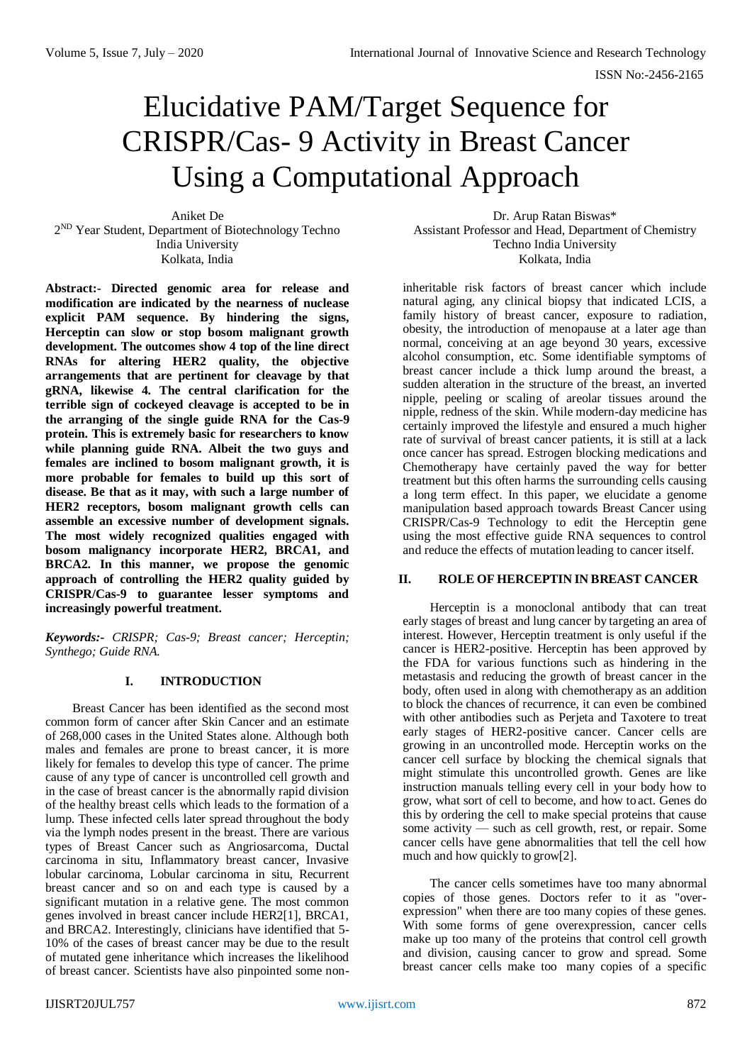# Elucidative PAM/Target Sequence for CRISPR/Cas- 9 Activity in Breast Cancer Using a Computational Approach

Aniket De
2[ND] Year Student, Department of Biotechnology Techno India University
Kolkata, India

Dr. Arup Ratan Biswas*
Assistant Professor and Head, Department of Chemistry
Techno India University
Kolkata, India

**Abstract:- Directed genomic area for release and modification are indicated by the nearness of nuclease explicit PAM sequence. By hindering the signs, Herceptin can slow or stop bosom malignant growth development. The outcomes show 4 top of the line direct RNAs for altering HER2 quality, the objective arrangements that are pertinent for cleavage by that gRNA, likewise 4. The central clarification for the terrible sign of cockeyed cleavage is accepted to be in the arranging of the single guide RNA for the Cas-9 protein. This is extremely basic for researchers to know while planning guide RNA. Albeit the two guys and females are inclined to bosom malignant growth, it is more probable for females to build up this sort of disease. Be that as it may, with such a large number of HER2 receptors, bosom malignant growth cells can assemble an excessive number of development signals. The most widely recognized qualities engaged with bosom malignancy incorporate HER2, BRCA1, and BRCA2. In this manner, we propose the genomic approach of controlling the HER2 quality guided by CRISPR/Cas-9 to guarantee lesser symptoms and increasingly powerful treatment.**

***Keywords:-*** *CRISPR; Cas-9; Breast cancer; Herceptin; Synthego; Guide RNA.*

## I. INTRODUCTION

Breast Cancer has been identified as the second most common form of cancer after Skin Cancer and an estimate of 268,000 cases in the United States alone. Although both males and females are prone to breast cancer, it is more likely for females to develop this type of cancer. The prime cause of any type of cancer is uncontrolled cell growth and in the case of breast cancer is the abnormally rapid division of the healthy breast cells which leads to the formation of a lump. These infected cells later spread throughout the body via the lymph nodes present in the breast. There are various types of Breast Cancer such as Angriosarcoma, Ductal carcinoma in situ, Inflammatory breast cancer, Invasive lobular carcinoma, Lobular carcinoma in situ, Recurrent breast cancer and so on and each type is caused by a significant mutation in a relative gene. The most common genes involved in breast cancer include HER2[1], BRCA1, and BRCA2. Interestingly, clinicians have identified that 5-10% of the cases of breast cancer may be due to the result of mutated gene inheritance which increases the likelihood of breast cancer. Scientists have also pinpointed some non-inheritable risk factors of breast cancer which include natural aging, any clinical biopsy that indicated LCIS, a family history of breast cancer, exposure to radiation, obesity, the introduction of menopause at a later age than normal, conceiving at an age beyond 30 years, excessive alcohol consumption, etc. Some identifiable symptoms of breast cancer include a thick lump around the breast, a sudden alteration in the structure of the breast, an inverted nipple, peeling or scaling of areolar tissues around the nipple, redness of the skin. While modern-day medicine has certainly improved the lifestyle and ensured a much higher rate of survival of breast cancer patients, it is still at a lack once cancer has spread. Estrogen blocking medications and Chemotherapy have certainly paved the way for better treatment but this often harms the surrounding cells causing a long term effect. In this paper, we elucidate a genome manipulation based approach towards Breast Cancer using CRISPR/Cas-9 Technology to edit the Herceptin gene using the most effective guide RNA sequences to control and reduce the effects of mutation leading to cancer itself.

## II. ROLE OF HERCEPTIN IN BREAST CANCER

Herceptin is a monoclonal antibody that can treat early stages of breast and lung cancer by targeting an area of interest. However, Herceptin treatment is only useful if the cancer is HER2-positive. Herceptin has been approved by the FDA for various functions such as hindering in the metastasis and reducing the growth of breast cancer in the body, often used in along with chemotherapy as an addition to block the chances of recurrence, it can even be combined with other antibodies such as Perjeta and Taxotere to treat early stages of HER2-positive cancer. Cancer cells are growing in an uncontrolled mode. Herceptin works on the cancer cell surface by blocking the chemical signals that might stimulate this uncontrolled growth. Genes are like instruction manuals telling every cell in your body how to grow, what sort of cell to become, and how to act. Genes do this by ordering the cell to make special proteins that cause some activity — such as cell growth, rest, or repair. Some cancer cells have gene abnormalities that tell the cell how much and how quickly to grow[2].

The cancer cells sometimes have too many abnormal copies of those genes. Doctors refer to it as "over-expression" when there are too many copies of these genes. With some forms of gene overexpression, cancer cells make up too many of the proteins that control cell growth and division, causing cancer to grow and spread. Some breast cancer cells make too many copies of a specific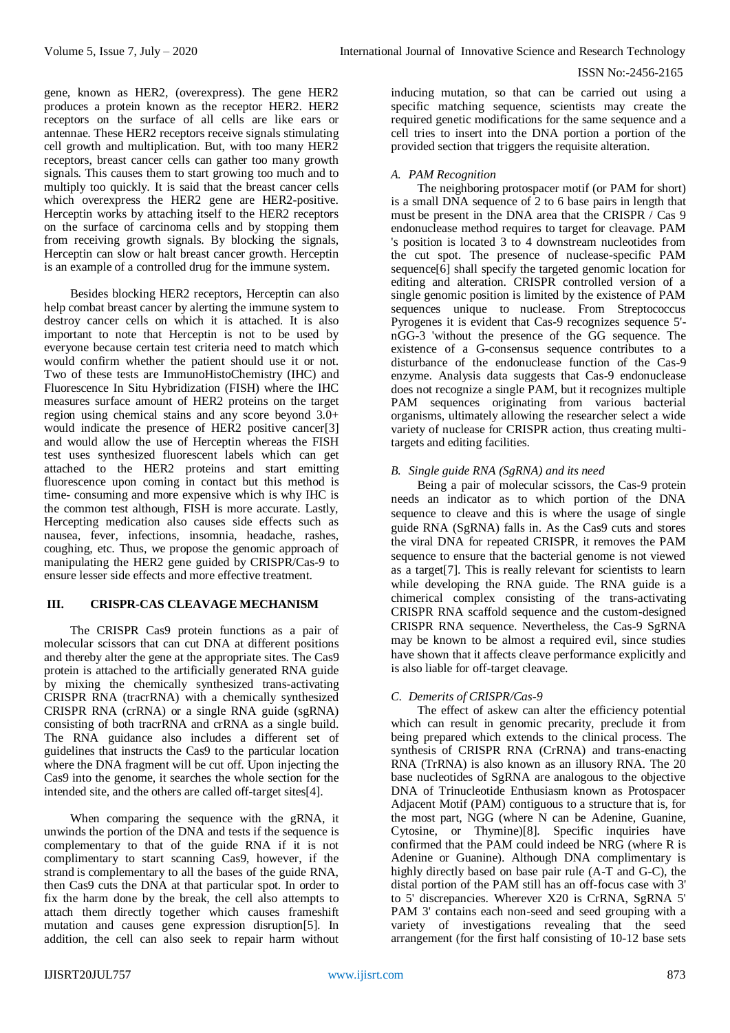gene, known as HER2, (overexpress). The gene HER2 produces a protein known as the receptor HER2. HER2 receptors on the surface of all cells are like ears or antennae. These HER2 receptors receive signals stimulating cell growth and multiplication. But, with too many HER2 receptors, breast cancer cells can gather too many growth signals. This causes them to start growing too much and to multiply too quickly. It is said that the breast cancer cells which overexpress the HER2 gene are HER2-positive. Herceptin works by attaching itself to the HER2 receptors on the surface of carcinoma cells and by stopping them from receiving growth signals. By blocking the signals, Herceptin can slow or halt breast cancer growth. Herceptin is an example of a controlled drug for the immune system.

Besides blocking HER2 receptors, Herceptin can also help combat breast cancer by alerting the immune system to destroy cancer cells on which it is attached. It is also important to note that Herceptin is not to be used by everyone because certain test criteria need to match which would confirm whether the patient should use it or not. Two of these tests are ImmunoHistoChemistry (IHC) and Fluorescence In Situ Hybridization (FISH) where the IHC measures surface amount of HER2 proteins on the target region using chemical stains and any score beyond 3.0+ would indicate the presence of HER2 positive cancer[3] and would allow the use of Herceptin whereas the FISH test uses synthesized fluorescent labels which can get attached to the HER2 proteins and start emitting fluorescence upon coming in contact but this method is time- consuming and more expensive which is why IHC is the common test although, FISH is more accurate. Lastly, Hercepting medication also causes side effects such as nausea, fever, infections, insomnia, headache, rashes, coughing, etc. Thus, we propose the genomic approach of manipulating the HER2 gene guided by CRISPR/Cas-9 to ensure lesser side effects and more effective treatment.

## III. CRISPR-CAS CLEAVAGE MECHANISM

The CRISPR Cas9 protein functions as a pair of molecular scissors that can cut DNA at different positions and thereby alter the gene at the appropriate sites. The Cas9 protein is attached to the artificially generated RNA guide by mixing the chemically synthesized trans-activating CRISPR RNA (tracrRNA) with a chemically synthesized CRISPR RNA (crRNA) or a single RNA guide (sgRNA) consisting of both tracrRNA and crRNA as a single build. The RNA guidance also includes a different set of guidelines that instructs the Cas9 to the particular location where the DNA fragment will be cut off. Upon injecting the Cas9 into the genome, it searches the whole section for the intended site, and the others are called off-target sites[4].

When comparing the sequence with the gRNA, it unwinds the portion of the DNA and tests if the sequence is complementary to that of the guide RNA if it is not complimentary to start scanning Cas9, however, if the strand is complementary to all the bases of the guide RNA, then Cas9 cuts the DNA at that particular spot. In order to fix the harm done by the break, the cell also attempts to attach them directly together which causes frameshift mutation and causes gene expression disruption[5]. In addition, the cell can also seek to repair harm without inducing mutation, so that can be carried out using a specific matching sequence, scientists may create the required genetic modifications for the same sequence and a cell tries to insert into the DNA portion a portion of the provided section that triggers the requisite alteration.

### *A. PAM Recognition*

The neighboring protospacer motif (or PAM for short) is a small DNA sequence of 2 to 6 base pairs in length that must be present in the DNA area that the CRISPR / Cas 9 endonuclease method requires to target for cleavage. PAM 's position is located 3 to 4 downstream nucleotides from the cut spot. The presence of nuclease-specific PAM sequence[6] shall specify the targeted genomic location for editing and alteration. CRISPR controlled version of a single genomic position is limited by the existence of PAM sequences unique to nuclease. From Streptococcus Pyrogenes it is evident that Cas-9 recognizes sequence 5'-nGG-3 'without the presence of the GG sequence. The existence of a G-consensus sequence contributes to a disturbance of the endonuclease function of the Cas-9 enzyme. Analysis data suggests that Cas-9 endonuclease does not recognize a single PAM, but it recognizes multiple PAM sequences originating from various bacterial organisms, ultimately allowing the researcher select a wide variety of nuclease for CRISPR action, thus creating multi-targets and editing facilities.

### *B. Single guide RNA (SgRNA) and its need*

Being a pair of molecular scissors, the Cas-9 protein needs an indicator as to which portion of the DNA sequence to cleave and this is where the usage of single guide RNA (SgRNA) falls in. As the Cas9 cuts and stores the viral DNA for repeated CRISPR, it removes the PAM sequence to ensure that the bacterial genome is not viewed as a target[7]. This is really relevant for scientists to learn while developing the RNA guide. The RNA guide is a chimerical complex consisting of the trans-activating CRISPR RNA scaffold sequence and the custom-designed CRISPR RNA sequence. Nevertheless, the Cas-9 SgRNA may be known to be almost a required evil, since studies have shown that it affects cleave performance explicitly and is also liable for off-target cleavage.

### *C. Demerits of CRISPR/Cas-9*

The effect of askew can alter the efficiency potential which can result in genomic precarity, preclude it from being prepared which extends to the clinical process. The synthesis of CRISPR RNA (CrRNA) and trans-enacting RNA (TrRNA) is also known as an illusory RNA. The 20 base nucleotides of SgRNA are analogous to the objective DNA of Trinucleotide Enthusiasm known as Protospacer Adjacent Motif (PAM) contiguous to a structure that is, for the most part, NGG (where N can be Adenine, Guanine, Cytosine, or Thymine)[8]. Specific inquiries have confirmed that the PAM could indeed be NRG (where R is Adenine or Guanine). Although DNA complimentary is highly directly based on base pair rule (A-T and G-C), the distal portion of the PAM still has an off-focus case with 3' to 5' discrepancies. Wherever X20 is CrRNA, SgRNA 5' PAM 3' contains each non-seed and seed grouping with a variety of investigations revealing that the seed arrangement (for the first half consisting of 10-12 base sets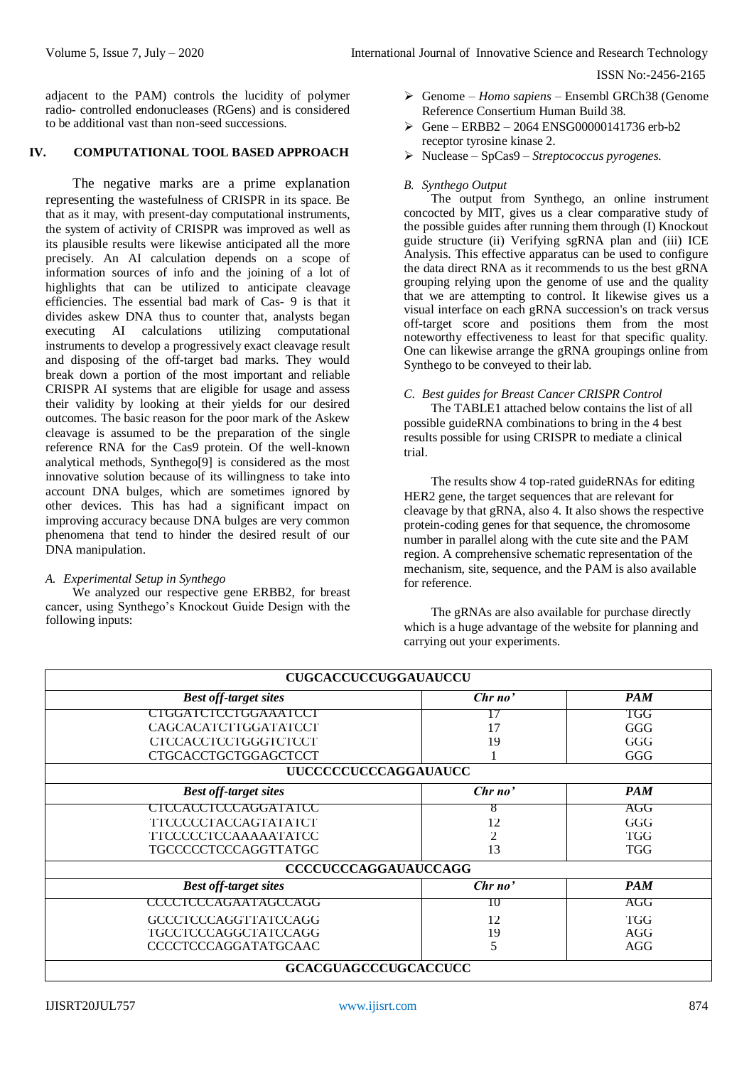adjacent to the PAM) controls the lucidity of polymer radio- controlled endonucleases (RGens) and is considered to be additional vast than non-seed successions.

## IV. COMPUTATIONAL TOOL BASED APPROACH

The negative marks are a prime explanation representing the wastefulness of CRISPR in its space. Be that as it may, with present-day computational instruments, the system of activity of CRISPR was improved as well as its plausible results were likewise anticipated all the more precisely. An AI calculation depends on a scope of information sources of info and the joining of a lot of highlights that can be utilized to anticipate cleavage efficiencies. The essential bad mark of Cas- 9 is that it divides askew DNA thus to counter that, analysts began executing AI calculations utilizing computational instruments to develop a progressively exact cleavage result and disposing of the off-target bad marks. They would break down a portion of the most important and reliable CRISPR AI systems that are eligible for usage and assess their validity by looking at their yields for our desired outcomes. The basic reason for the poor mark of the Askew cleavage is assumed to be the preparation of the single reference RNA for the Cas9 protein. Of the well-known analytical methods, Synthego[9] is considered as the most innovative solution because of its willingness to take into account DNA bulges, which are sometimes ignored by other devices. This has had a significant impact on improving accuracy because DNA bulges are very common phenomena that tend to hinder the desired result of our DNA manipulation.

### *A. Experimental Setup in Synthego*

We analyzed our respective gene ERBB2, for breast cancer, using Synthego's Knockout Guide Design with the following inputs:

- Genome – *Homo sapiens* – Ensembl GRCh38 (Genome Reference Consertium Human Build 38.
- Gene – ERBB2 – 2064 ENSG00000141736 erb-b2 receptor tyrosine kinase 2.
- Nuclease – SpCas9 – *Streptococcus pyrogenes.*

### *B. Synthego Output*

The output from Synthego, an online instrument concocted by MIT, gives us a clear comparative study of the possible guides after running them through (I) Knockout guide structure (ii) Verifying sgRNA plan and (iii) ICE Analysis. This effective apparatus can be used to configure the data direct RNA as it recommends to us the best gRNA grouping relying upon the genome of use and the quality that we are attempting to control. It likewise gives us a visual interface on each gRNA succession's on track versus off-target score and positions them from the most noteworthy effectiveness to least for that specific quality. One can likewise arrange the gRNA groupings online from Synthego to be conveyed to their lab.

### *C. Best guides for Breast Cancer CRISPR Control*

The TABLE1 attached below contains the list of all possible guideRNA combinations to bring in the 4 best results possible for using CRISPR to mediate a clinical trial.

The results show 4 top-rated guideRNAs for editing HER2 gene, the target sequences that are relevant for cleavage by that gRNA, also 4. It also shows the respective protein-coding genes for that sequence, the chromosome number in parallel along with the cute site and the PAM region. A comprehensive schematic representation of the mechanism, site, sequence, and the PAM is also available for reference.

The gRNAs are also available for purchase directly which is a huge advantage of the website for planning and carrying out your experiments.

| **CUGCACCUCCUGGAUAUCCU** | | |
|---|---|---|
| ***Best off-target sites*** | ***Chr no'*** | ***PAM*** |
| CTGGATCTCCTGGAAATCCT | 17 | TGG |
| CAGCACATCTTGGATATCCT | 17 | GGG |
| CTCCACCTCCTGGGTCTCCT | 19 | GGG |
| CTGCACCTGCTGGAGCTCCT | 1 | GGG |
| **UUCCCCCUCCCAGGAUAUCC** | | |
| ***Best off-target sites*** | ***Chr no'*** | ***PAM*** |
| CTCCACCTCCCAGGATATCC | 8 | AGG |
| TTCCCCCTACCAGTATATCT | 12 | GGG |
| TTCCCCCTCCAAAAATATCC | 2 | TGG |
| TGCCCCCTCCCAGGTTATGC | 13 | TGG |
| **CCCCUCCCAGGAUAUCCAGG** | | |
| ***Best off-target sites*** | ***Chr no'*** | ***PAM*** |
| CCCCTCCCAGAATAGCCAGG | 10 | AGG |
| GCCCTCCCAGGTTATCCAGG | 12 | TGG |
| TGCCTCCCAGGCTATCCAGG | 19 | AGG |
| CCCCTCCCAGGATATGCAAC | 5 | AGG |
| **GCACGUAGCCCUGCACCUCC** | | |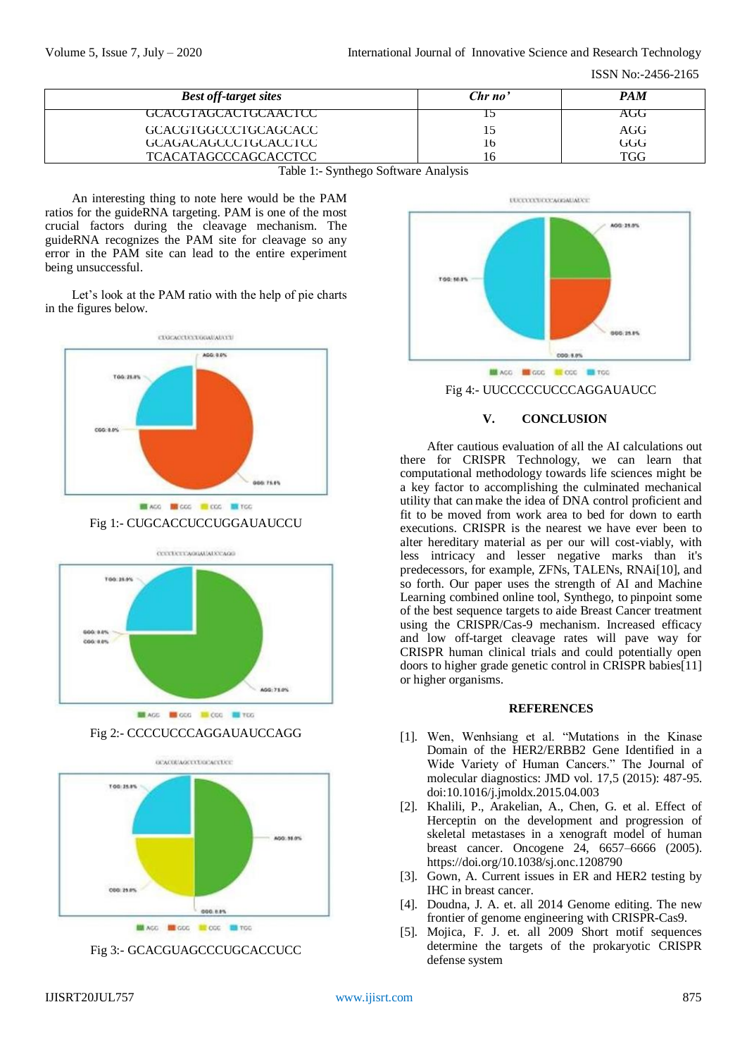| Best off-target sites | Chr no' | PAM |
|---|---|---|
| GCACGTAGCACTGCAACTCC | 15 | AGG |
| GCACGTGGCCCTGCAGCACC | 15 | AGG |
| GCAGACAGCCCTGCACCTCC | 16 | GGG |
| TCACATAGCCCAGCACCTCC | 16 | TGG |

Table 1:- Synthego Software Analysis

An interesting thing to note here would be the PAM ratios for the guideRNA targeting. PAM is one of the most crucial factors during the cleavage mechanism. The guideRNA recognizes the PAM site for cleavage so any error in the PAM site can lead to the entire experiment being unsuccessful.

Let's look at the PAM ratio with the help of pie charts in the figures below.

Fig 1:- CUGCACCUCCUGGAUAUCCU

Fig 2:- CCCCUCCCAGGAUAUCCAGG

Fig 3:- GCACGUAGCCCUGCACCUCC

Fig 4:- UUCCCCCUCCCAGGAUAUCC

## V. CONCLUSION

After cautious evaluation of all the AI calculations out there for CRISPR Technology, we can learn that computational methodology towards life sciences might be a key factor to accomplishing the culminated mechanical utility that can make the idea of DNA control proficient and fit to be moved from work area to bed for down to earth executions. CRISPR is the nearest we have ever been to alter hereditary material as per our will cost-viably, with less intricacy and lesser negative marks than it's predecessors, for example, ZFNs, TALENs, RNAi[10], and so forth. Our paper uses the strength of AI and Machine Learning combined online tool, Synthego, to pinpoint some of the best sequence targets to aide Breast Cancer treatment using the CRISPR/Cas-9 mechanism. Increased efficacy and low off-target cleavage rates will pave way for CRISPR human clinical trials and could potentially open doors to higher grade genetic control in CRISPR babies[11] or higher organisms.

## REFERENCES

- [1]. Wen, Wenhsiang et al. "Mutations in the Kinase Domain of the HER2/ERBB2 Gene Identified in a Wide Variety of Human Cancers." The Journal of molecular diagnostics: JMD vol. 17,5 (2015): 487-95. doi:10.1016/j.jmoldx.2015.04.003
- [2]. Khalili, P., Arakelian, A., Chen, G. et al. Effect of Herceptin on the development and progression of skeletal metastases in a xenograft model of human breast cancer. Oncogene 24, 6657–6666 (2005). https://doi.org/10.1038/sj.onc.1208790
- [3]. Gown, A. Current issues in ER and HER2 testing by IHC in breast cancer.
- [4]. Doudna, J. A. et. all 2014 Genome editing. The new frontier of genome engineering with CRISPR-Cas9.
- [5]. Mojica, F. J. et. all 2009 Short motif sequences determine the targets of the prokaryotic CRISPR defense system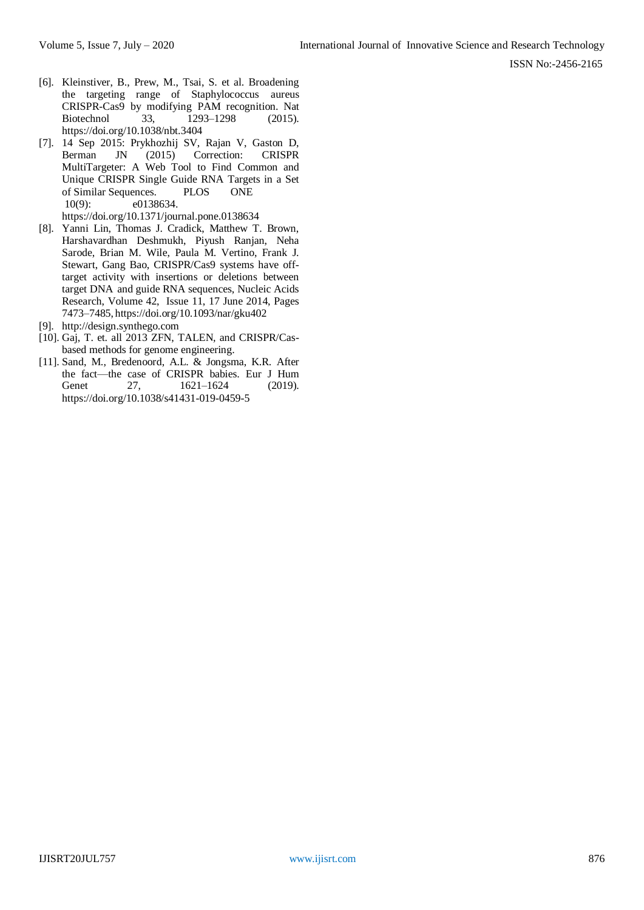[6]. Kleinstiver, B., Prew, M., Tsai, S. et al. Broadening the targeting range of Staphylococcus aureus CRISPR-Cas9 by modifying PAM recognition. Nat Biotechnol 33, 1293–1298 (2015). https://doi.org/10.1038/nbt.3404

[7]. 14 Sep 2015: Prykhozhij SV, Rajan V, Gaston D, Berman JN (2015) Correction: CRISPR MultiTargeter: A Web Tool to Find Common and Unique CRISPR Single Guide RNA Targets in a Set of Similar Sequences. PLOS ONE 10(9): e0138634. https://doi.org/10.1371/journal.pone.0138634

[8]. Yanni Lin, Thomas J. Cradick, Matthew T. Brown, Harshavardhan Deshmukh, Piyush Ranjan, Neha Sarode, Brian M. Wile, Paula M. Vertino, Frank J. Stewart, Gang Bao, CRISPR/Cas9 systems have off-target activity with insertions or deletions between target DNA and guide RNA sequences, Nucleic Acids Research, Volume 42, Issue 11, 17 June 2014, Pages 7473–7485, https://doi.org/10.1093/nar/gku402

[9]. http://design.synthego.com

[10]. Gaj, T. et. all 2013 ZFN, TALEN, and CRISPR/Cas-based methods for genome engineering.

[11]. Sand, M., Bredenoord, A.L. & Jongsma, K.R. After the fact—the case of CRISPR babies. Eur J Hum Genet 27, 1621–1624 (2019). https://doi.org/10.1038/s41431-019-0459-5